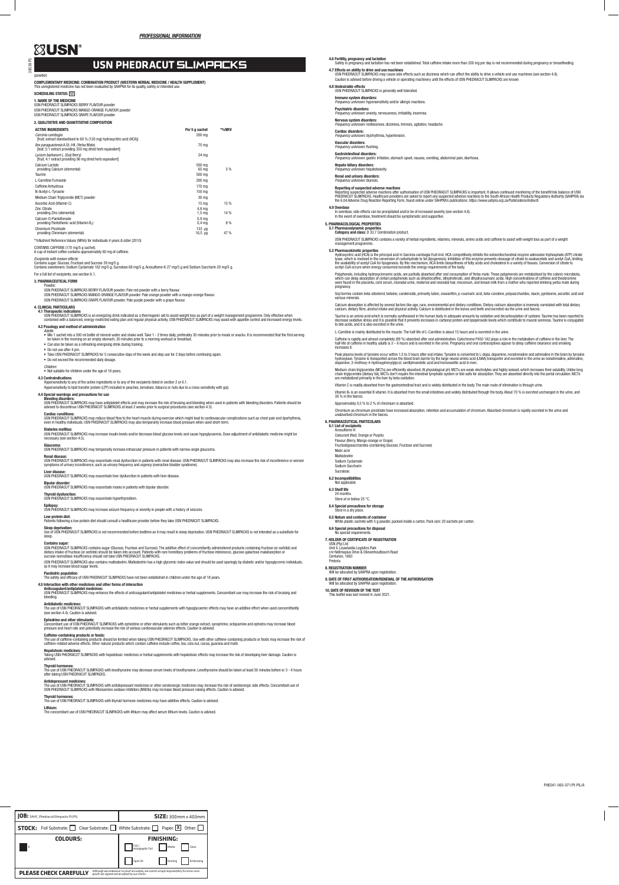*PROFESSIONAL INFORMATION*

USN®

# USN PHEDRACUT SLIMPACKS

(powder)

**COMPLEMENTARY MEDICINE: COMBINATION PRODUCT (WESTERN HERBAL MEDICINE / HEALTH SUPPLEMENT)**
This unregistered medicine has not been evaluated by SAHPRA for its quality, safety or intended use.

**SCHEDULING STATUS:** S0

## 1. NAME OF THE MEDICINE

USN PHEDRACUT SLIMPACKS BERRY FLAVOUR powder
USN PHEDRACUT SLIMPACKS MANGO-ORANGE FLAVOUR powder
USN PHEDRACUT SLIMPACKS GRAPE FLAVOUR powder

## 2. QUALITATIVE AND QUANTITATIVE COMPOSITION

| ACTIVE INGREDIENTS | Per 5 g sachet | *%NRV |
|---|---|---|
| *Garcinia cambogia* [fruit; extract standardised to 60 % (120 mg) hydroxycitric acid (HCA)] | 200 mg | |
| *Ilex paraguariensis* A.St.-Hil. (Yerba Mate) [leaf; 5:1 extract providing 350 mg dried herb equivalent] | 70 mg | |
| *Lycium barbarum* L. (Goji Berry) [fruit; 4:1 extract providing 96 mg dried herb equivalent] | 24 mg | |
| Calcium Lactate providing Calcium (elemental) | 500 mg 65 mg | 5 % |
| Taurine | 500 mg | |
| L-Carnitine Fumarate | 200 mg | |
| Caffeine Anhydrous | 170 mg | |
| N-Acetyl-L-Tyrosine | 150 mg | |
| Medium Chain Triglyceride (MCT) powder | 30 mg | |
| Ascorbic Acid (Vitamin C) | 15 mg | 15 % |
| Zinc Citrate providing Zinc (elemental) | 4,8 mg 1,5 mg | 14 % |
| Calcium-D-Pantothenate providing Pantothenic acid (Vitamin $B_5$) | 0,9 mg 0,4 mg | 8 % |
| Chromium Picolinate providing Chromium (elemental) | 133 µg 16,5 µg | 47 % |

*% Nutrient Reference Values (NRVs) for individuals 4 years & older (2010)

CONTAINS CAFFEINE (170 mg/5 g sachet).
A cup of instant coffee contains approximately 80 mg of caffeine.

*Excipients with known effects:*
Contains sugar: Glucose, Fructose and Sucrose 39 mg/5 g.
Contains sweeteners: Sodium Cyclamate 162 mg/5 g, Sucralose 68 mg/5 g, Acesulfame-K 27 mg/5 g and Sodium Saccharin 20 mg/5 g.

For a full list of excipients, see section 6.1.

## 3. PHARMACEUTICAL FORM

Powder.
USN PHEDRACUT SLIMPACKS BERRY FLAVOUR powder: Pale red powder with a berry flavour.
USN PHEDRACUT SLIMPACKS MANGO-ORANGE FLAVOUR powder: Pale orange powder with a mango-orange flavour.
USN PHEDRACUT SLIMPACKS GRAPE FLAVOUR powder: Pale purple powder with a grape flavour.

## 4. CLINICAL PARTICULARS

### 4.1 Therapeutic indications

USN PHEDRACUT SLIMPACKS is an energizing drink indicated as a thermogenic aid to assist weight loss as part of a weight management programme. Only effective when combined with a balanced, energy-restricted eating plan and regular physical activity. USN PHEDRACUT SLIMPACKS may assist with appetite control and increased energy levels.

### 4.2 Posology and method of administration

*Adults:*
- Mix 1 sachet into a 500 ml bottle of mineral water and shake well. Take 1 - 2 times daily, preferably 30 minutes prior to meals or snacks. It is recommended that the first serving be taken in the morning on an empty stomach, 30 minutes prior to a morning workout or breakfast.
- Can also be taken as a refreshing energising drink during training.
- Do not use after 4 pm.
- Take USN PHEDRACUT SLIMPACKS for 5 consecutive days of the week and stop use for 2 days before continuing again.
- Do not exceed the recommended daily dosage.

*Children:*
- Not suitable for children under the age of 18 years.

### 4.3 Contraindications

Hypersensitivity to any of the active ingredients or to any of the excipients listed in section 2 or 6.1.
Hypersensitivity to lipid transfer protein (LTP) included in peaches, tomatoes, tobacco or nuts due to a cross-sensitivity with goji.

### 4.4 Special warnings and precautions for use

**Bleeding disorders:**
USN PHEDRACUT SLIMPACKS may have antiplatelet effects and may increase the risk of bruising and bleeding when used in patients with bleeding disorders. Patients should be advised to discontinue USN PHEDRACUT SLIMPACKS at least 2 weeks prior to surgical procedures (see section 4.5).

**Cardiac conditions:**
USN PHEDRACUT SLIMPACKS may reduce blood flow to the heart muscle during exercise which might lead to cardiovascular complications such as chest pain and dysrhythmia, even in healthy individuals. USN PHEDRACUT SLIMPACKS may also temporarily increase blood pressure when used short-term.

**Diabetes mellitus:**
USN PHEDRACUT SLIMPACKS may increase insulin levels and/or decrease blood glucose levels and cause hypoglycaemia. Dose adjustment of antidiabetic medicine might be necessary (see section 4.5).

**Glaucoma:**
USN PHEDRACUT SLIMPACKS may temporarily increase intraocular pressure in patients with narrow-angle glaucoma.

**Renal disease:**
USN PHEDRACUT SLIMPACKS may exacerbate renal dysfunction in patients with renal disease. USN PHEDRACUT SLIMPACKS may also increase the risk of incontinence or worsen symptoms of urinary incontinence, such as urinary frequency and urgency (overactive bladder syndrome).

**Liver disease:**
USN PHEDRACUT SLIMPACKS may exacerbate liver dysfunction in patients with liver disease.

**Bipolar disorder:**
USN PHEDRACUT SLIMPACKS may exacerbate mania in patients with bipolar disorder.

**Thyroid dysfunction:**
USN PHEDRACUT SLIMPACKS may exacerbate hyperthyroidism.

**Epilepsy:**
USN PHEDRACUT SLIMPACKS may increase seizure frequency or severity in people with a history of seizures.

**Low protein diet:**
Patients following a low protein diet should consult a healthcare provider before they take USN PHEDRACUT SLIMPACKS.

**Sleep deprivation:**
Use of USN PHEDRACUT SLIMPACKS is not recommended before bedtime as it may result in sleep deprivation. USN PHEDRACUT SLIMPACKS is not intended as a substitute for sleep.

**Contains sugar:**
USN PHEDRACUT SLIMPACKS contains sugar (Glucose, Fructose and Sucrose). The additive effect of concomitantly administered products containing fructose (or sorbitol) and dietary intake of fructose (or sorbitol) should be taken into account. Patients with rare hereditary problems of fructose intolerance, glucose-galactose malabsorption or sucrase-isomaltase insufficiency should not take USN PHEDRACUT SLIMPACKS.

USN PHEDRACUT SLIMPACKS also contains maltodextrin. Maltodextrin has a high glycemic index value and should be used sparingly by diabetic and/or hypoglycemic individuals, as it may increase blood sugar levels.

**Paediatric population**
The safety and efficacy of USN PHEDRACUT SLIMPACKS have not been established in children under the age of 18 years.

### 4.5 Interaction with other medicines and other forms of interaction

**Anticoagulant/antiplatelet medicines:**
USN PHEDRACUT SLIMPACKS may enhance the effects of anticoagulant/antiplatelet medicines or herbal supplements. Concomitant use may increase the risk of bruising and bleeding.

**Antidiabetic medicines:**
The use of USN PHEDRACUT SLIMPACKS with antidiabetic medicines or herbal supplements with hypoglycaemic effects may have an additive effect when used concomitantly (see section 4.4). Caution is advised.

**Ephedrine and other stimulants:**
Concomitant use of USN PHEDRACUT SLIMPACKS with ephedrine or other stimulants such as bitter orange extract, synephrine, octopamine and ephedra may increase blood pressure and heart rate and potentially increase the risk of serious cardiovascular adverse effects. Caution is advised.

**Caffeine-containing products or foods:**
The use of caffeine-containing products should be limited when taking USN PHEDRACUT SLIMPACKS. Use with other caffeine-containing products or foods may increase the risk of caffeine-related adverse effects. Other natural products which contain caffeine include coffee, tea, cola nut, cocoa, guarana and maté.

**Hepatotoxic medicines:**
Taking USN PHEDRACUT SLIMPACKS with hepatotoxic medicines or herbal supplements with hepatotoxic effects may increase the risk of developing liver damage. Caution is advised.

**Thyroid hormones:**
The use of USN PHEDRACUT SLIMPACKS with levothyroxine may decrease serum levels of levothyroxine. Levothyroxine should be taken at least 30 minutes before or 3 - 4 hours after taking USN PHEDRACUT SLIMPACKS.

**Antidepressant medicines:**
The use of USN PHEDRACUT SLIMPACKS with antidepressant medicines or other serotonergic medicines may increase the risk of serotonergic side effects. Concomitant use of USN PHEDRACUT SLIMPACKS with Monoamine oxidase inhibitors (MAOIs) may increase blood pressure raising effects. Caution is advised.

**Thyroid hormones:**
The use of USN PHEDRACUT SLIMPACKS with thyroid hormone medicines may have additive effects. Caution is advised.

**Lithium:**
The concomitant use of USN PHEDRACUT SLIMPACKS with lithium may affect serum lithium levels. Caution is advised.

### 4.6 Fertility, pregnancy and lactation

Safety in pregnancy and lactation has not been established. Total caffeine intake more than 200 mg per day is not recommended during pregnancy or breastfeeding.

### 4.7 Effects on ability to drive and use machines

USN PHEDRACUT SLIMPACKS may cause side effects such as dizziness which can affect the ability to drive a vehicle and use machines (see section 4.8).
Caution is advised before driving a vehicle or operating machinery until the effects of USN PHEDRACUT SLIMPACKS are known

### 4.8 Undesirable effects

USN PHEDRACUT SLIMPACKS is generally well tolerated.

**Immune system disorders:**
*Frequency unknown:* hypersensitivity and/or allergic reactions.

**Psychiatric disorders:**
*Frequency unknown:* anxiety, nervousness, irritability, insomnia.

**Nervous system disorders:**
*Frequency unknown:* restlessness, dizziness, tremors, agitation, headache.

**Cardiac disorders:**
*Frequency unknown:* dysrhythmia, hypertension.

**Vascular disorders:**
*Frequency unknown:* flushing.

**Gastrointestinal disorders:**
*Frequency unknown:* gastric irritation, stomach upset, nausea, vomiting, abdominal pain, diarrhoea.

**Hepato-biliary disorders:**
*Frequency unknown:* hepatotoxicity.

**Renal and urinary disorders:**
*Frequency unknown:* diuresis.

**Reporting of suspected adverse reactions**
Reporting suspected adverse reactions after authorisation of USN PHEDRACUT SLIMPACKS is important. It allows continued monitoring of the benefit/risk balance of USN PHEDRACUT SLIMPACKS. Healthcare providers are asked to report any suspected adverse reactions to the South African Health Products Regulatory Authority (SAHPRA) via the 6.04 Adverse Drug Reaction Reporting Form, found online under SAHPRA's publications: *https://www.sahpra.org.za/Publications/Index/8.*

### 4.9 Overdose

In overdose, side effects can be precipitated and/or be of increased severity (see section 4.8).
In the event of overdose, treatment should be symptomatic and supportive.

## 5. PHARMACOLOGICAL PROPERTIES

### 5.1 Pharmacodynamic properties

**Category and class:** D 33.7 Combination product.

USN PHEDRACUT SLIMPACKS contains a variety of herbal ingredients, vitamins, minerals, amino acids and caffeine to assist with weight loss as part of a weight management programme.

### 5.2 Pharmacokinetic properties

Hydroxycitric acid (HCA) is the principal acid in Garcinia cambogia fruit rind. HCA competitively inhibits the extramitochondrial enzyme adenosine triphosphate (ATP) citrate lyase, which is involved in the conversion of carbohydrate to fat (lipogenesis). Inhibition of this enzyme prevents cleavage of citrate to oxaloacetate and acetyl-CoA, limiting the availability of acetyl-CoA for lipogenesis. By this mechanism, HCA limits biosynthesis of fatty acids and cholesterol in a variety of tissues. Conversion of citrate to acetyl-CoA occurs when energy consumed exceeds the energy requirements of the body.

Polyphenols, including hydroxycinnamic acids, are partially absorbed after oral consumption of Yerba mate. These polyphenols are metabolised by the colonic microbiota, which can delay absorption of certain polyphenols such as dihydrocaffeic, dihydroferulic, and dihydrocoumaric acids. High concentrations of caffeine and theobromine were found in the placenta, cord serum, neonatal urine, maternal and neonatal hair, meconium, and breast milk from a mother who reported drinking yerba mate during pregnancy.

Goji berries contain beta-sitosterol, betaine, carotenoids, primarily lutein, zeaxanthin, p-coumaric acid, beta-carotene, polysaccharides, niacin, pyridoxine, ascorbic acid and various minerals.

Calcium absorption is affected by several factors like age, race, environmental and dietary conditions. Dietary calcium absorption is inversely correlated with total dietary calcium, dietary fibre, alcohol intake and physical activity. Calcium is distributed in the bones and teeth and excreted via the urine and faeces.

Taurine is an amino acid which is normally synthesised in the human body in adequate amounts by oxidation and decarboxylation of cysteine. Taurine has been reported to decrease oxidative stress and it is possible that it prevents increases in carbonyl protein and lipoperoxide levels which contribute to muscle soreness. Taurine is conjugated to bile acids, and it is also excreted in the urine.

L-Carnitine is mainly distributed to the muscle. The half-life of L-Carnitine is about 15 hours and is excreted in the urine.

Caffeine is rapidly and almost completely (99 %) absorbed after oral administration. Cytochrome P450 1A2 plays a role in the metabolism of caffeine in the liver. The half-life of caffeine in healthy adults is 3 – 6 hours and is excreted in the urine. Pregnancy and oral contraceptives appear to delay caffeine clearance and smoking increases it.

Peak plasma levels of tyrosine occur within 1,5 to 3 hours after oral intake. Tyrosine is converted to L-dopa, dopamine, noradrenaline and adrenaline in the brain by tyrosine hydroxylase. Tyrosine is transported across the blood brain barrier by the large neural amino acid (LNAA) transporter and excreted in the urine as noradrenaline, adrenaline, dopamine, 3-methoxy-4-hydroxyphenylglycol, vanillylmandelic acid and homovanillic acid in men.

Medium chain triglycerides (MCTs) are efficiently absorbed. At physiological pH, MCTs are weak electrolytes and highly ionised, which increases their solubility. Unlike long chain triglycerides (dietary fat), MCTs don't require the intestinal lymphatic system or bile salts for absorption. They are absorbed directly into the portal circulation. MCTs are metabolized primarily in the liver by beta-oxidation.

Vitamin C is readily absorbed from the gastrointestinal tract and is widely distributed in the body. The main route of elimination is through urine.

Vitamin $B_5$ is an essential B vitamin. It is absorbed from the small intestines and widely distributed through the body. About 70 % is excreted unchanged in the urine, and 30 % in the faeces.

Approximately 0,5 % to 2 % of chromium is absorbed.

Chromium as chromium picolinate have increased absorption, retention and accumulation of chromium. Absorbed chromium is rapidly excreted in the urine and unabsorbed chromium in the faeces.

## 6. PHARMACEUTICAL PARTICULARS

### 6.1 List of excipients

Acesulfame-K
Colourant (Red, Orange or Purple)
Flavour (Berry, Mango-orange or Grape)
Fructooligosaccharides (containing Glucose, Fructose and Sucrose)
Malic acid
Maltodextrin
Sodium Cyclamate
Sodium Saccharin
Sucralose.

### 6.2 Incompatibilities

Not applicable

### 6.3 Shelf life

24 months.
Store at or below 25 °C.

### 6.4 Special precautions for storage

Store in a dry place.

### 6.5 Nature and contents of container

White plastic sachets with 5 g powder, packed inside a carton. Pack size: 20 sachets per carton.

### 6.6 Special precautions for disposal

No special requirements.

## 7. HOLDER OF CERTIFICATE OF REGISTRATION

USN (Pty) Ltd
Unit 4, Louwlardia Logistics Park
cnr Nellmapius Drive & Olievenhoutbosch Road
Centurion, 1683
Pretoria

## 8. REGISTRATION NUMBER

Will be allocated by SAHPRA upon registration.

## 9. DATE OF FIRST AUTHORISATION/RENEWAL OF THE AUTHORISATION

Will be allocated by SAHPRA upon registration.

## 10. DATE OF REVISION OF THE TEXT

This leaflet was last revised in June 2021.

PHE041-065-071/PI-PIL/A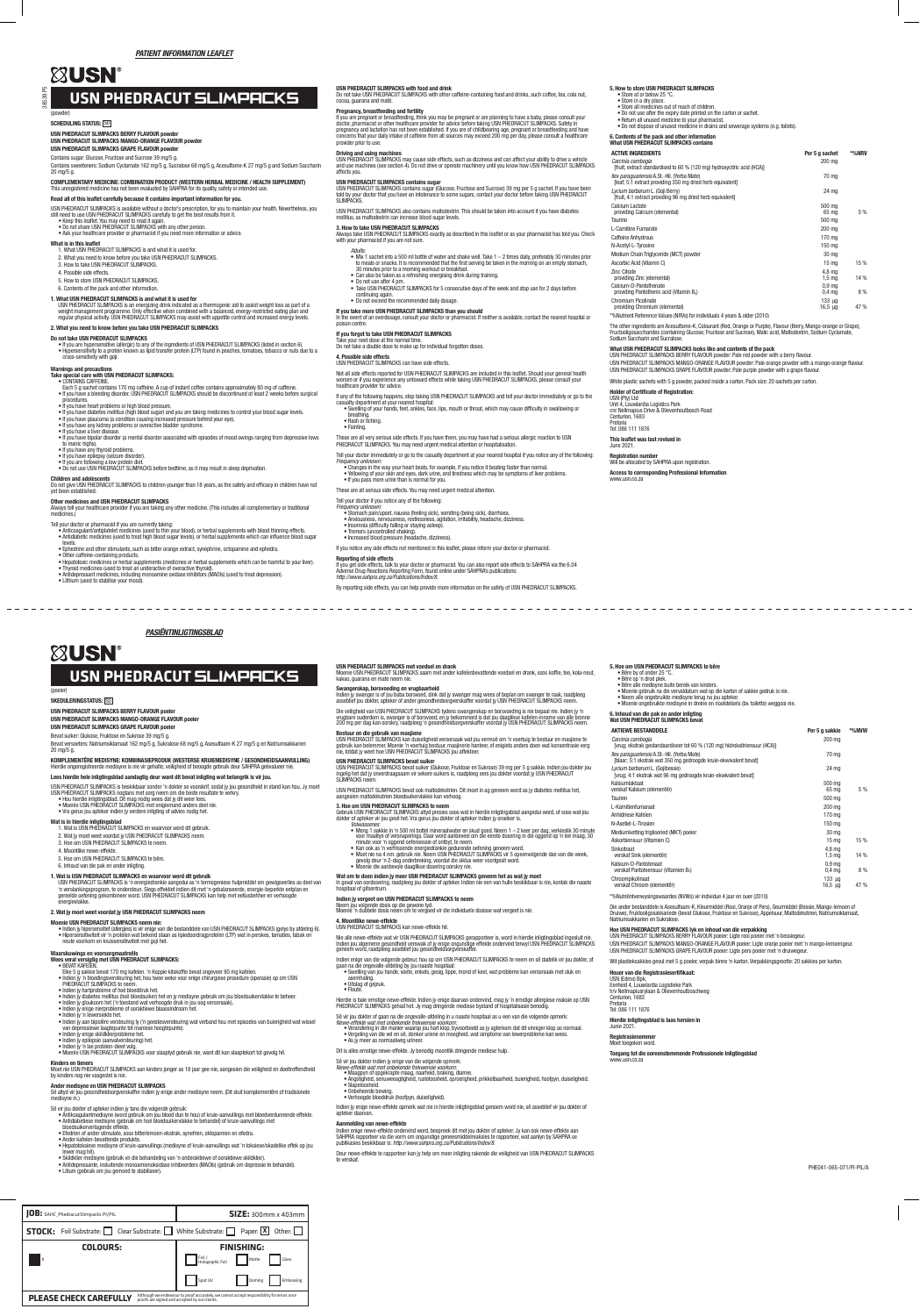*PATIENT INFORMATION LEAFLET*

USN®

# USN PHEDRACUT SLIMPACKS

(powder)

**SCHEDULING STATUS:** S0

**USN PHEDRACUT SLIMPACKS BERRY FLAVOUR powder**
**USN PHEDRACUT SLIMPACKS MANGO-ORANGE FLAVOUR powder**
**USN PHEDRACUT SLIMPACKS GRAPE FLAVOUR powder**

Contains sugar: Glucose, Fructose and Sucrose 39 mg/5 g.

Contains sweeteners: Sodium Cyclamate 162 mg/5 g, Sucralose 68 mg/5 g, Acesulfame-K 27 mg/5 g and Sodium Saccharin 20 mg/5 g.

**COMPLEMENTARY MEDICINE: COMBINATION PRODUCT (WESTERN HERBAL MEDICINE / HEALTH SUPPLEMENT)**
This unregistered medicine has not been evaluated by SAHPRA for its quality, safety or intended use.

**Read all of this leaflet carefully because it contains important information for you.**

USN PHEDRACUT SLIMPACKS is available without a doctor's prescription, for you to maintain your health. Nevertheless, you still need to use USN PHEDRACUT SLIMPACKS carefully to get the best results from it.

- Keep this leaflet. You may need to read it again.
- Do not share USN PHEDRACUT SLIMPACKS with any other person.
- Ask your healthcare provider or pharmacist if you need more information or advice.

**What is in this leaflet**

1. What USN PHEDRACUT SLIMPACKS is and what it is used for.
2. What you need to know before you take USN PHEDRACUT SLIMPACKS.
3. How to take USN PHEDRACUT SLIMPACKS.
4. Possible side effects.
5. How to store USN PHEDRACUT SLIMPACKS.
6. Contents of the pack and other information.

**1. What USN PHEDRACUT SLIMPACKS is and what it is used for**

USN PHEDRACUT SLIMPACKS is an energizing drink indicated as a thermogenic aid to assist weight loss as part of a weight management programme. Only effective when combined with a balanced, energy-restricted eating plan and regular physical activity. USN PHEDRACUT SLIMPACKS may assist with appetite control and increased energy levels.

**2. What you need to know before you take USN PHEDRACUT SLIMPACKS**

**Do not take USN PHEDRACUT SLIMPACKS**

- If you are hypersensitive (allergic) to any of the ingredients of USN PHEDRACUT SLIMPACKS (listed in section 6).
- Hypersensitivity to a protein known as lipid transfer protein (LTP) found in peaches, tomatoes, tobacco or nuts due to a cross-sensitivity with goji.

**Warnings and precautions**
**Take special care with USN PHEDRACUT SLIMPACKS:**

- CONTAINS CAFFEINE.
  Each 5 g sachet contains 170 mg caffeine. A cup of instant coffee contains approximately 80 mg of caffeine.
- If you have a bleeding disorder, USN PHEDRACUT SLIMPACKS should be discontinued at least 2 weeks before surgical procedures.
- If you have heart problems or high blood pressure.
- If you have diabetes mellitus (high blood sugar) and you are taking medicines to control your blood sugar levels.
- If you have glaucoma (a condition causing increased pressure behind your eye).
- If you have any kidney problems or overactive bladder syndrome.
- If you have a liver disease.
- If you have bipolar disorder (a mental disorder associated with episodes of mood swings ranging from depressive lows to manic highs).
- If you have any thyroid problems.
- If you have epilepsy (seizure disorder).
- If you are following a low protein diet.
- Do not use USN PHEDRACUT SLIMPACKS before bedtime, as it may result in sleep deprivation.

**Children and adolescents**

Do not give USN PHEDRACUT SLIMPACKS to children younger than 18 years, as the safety and efficacy in children have not yet been established.

**Other medicines and USN PHEDRACUT SLIMPACKS**

Always tell your healthcare provider if you are taking any other medicine. (This includes all complementary or traditional medicines.)

Tell your doctor or pharmacist if you are currently taking:

- Anticoagulant/antiplatelet medicines (used to thin your blood), or herbal supplements with blood thinning effects.
- Antidiabetic medicines (used to treat high blood sugar levels), or herbal supplements which can influence blood sugar levels.
- Ephedrine and other stimulants, such as bitter orange extract, synephrine, octopamine and ephedra.
- Other caffeine-containing products.
- Hepatotoxic medicines or herbal supplements (medicines or herbal supplements which can be harmful to your liver).
- Thyroid medicines (used to treat an underactive of overactive thyroid).
- Antidepressant medicines, including monoamine oxidase inhibitors (MAOIs) (used to treat depression).
- Lithium (used to stabilise your mood).

**USN PHEDRACUT SLIMPACKS with food and drink**

Do not take USN PHEDRACUT SLIMPACKS with other caffeine-containing food and drinks, such coffee, tea, cola nut, cocoa, guarana and maté.

**Pregnancy, breastfeeding and fertility**

If you are pregnant or breastfeeding, think you may be pregnant or are planning to have a baby, please consult your doctor, pharmacist or other healthcare provider for advice before taking USN PHEDRACUT SLIMPACKS. Safety in pregnancy and lactation has not been established. If you are of childbearing age, pregnant or breastfeeding and have concerns that your daily intake of caffeine from all sources may exceed 200 mg per day, please consult a healthcare provider prior to use.

**Driving and using machines**

USN PHEDRACUT SLIMPACKS may cause side effects, such as dizziness and can affect your ability to drive a vehicle and use machines (see section 4). Do not drive or operate machinery until you know how USN PHEDRACUT SLIMPACKS affects you.

**USN PHEDRACUT SLIMPACKS contains sugar**

USN PHEDRACUT SLIMPACKS contains sugar (Glucose, Fructose and Sucrose) 39 mg per 5 g sachet. If you have been told by your doctor that you have an intolerance to some sugars, contact your doctor before taking USN PHEDRACUT SLIMPACKS.

USN PHEDRACUT SLIMPACKS also contains maltodextrin. This should be taken into account if you have diabetes mellitus, as maltodextrin can increase blood sugar levels.

**3. How to take USN PHEDRACUT SLIMPACKS**

Always take USN PHEDRACUT SLIMPACKS exactly as described in this leaflet or as your pharmacist has told you. Check with your pharmacist if you are not sure.

*Adults:*

- Mix 1 sachet into a 500 ml bottle of water and shake well. Take 1 – 2 times daily, preferably 30 minutes prior to meals or snacks. It is recommended that the first serving be taken in the morning on an empty stomach, 30 minutes prior to a morning workout or breakfast.
- Can also be taken as a refreshing energising drink during training.
- Do not use after 4 pm.
- Take USN PHEDRACUT SLIMPACKS for 5 consecutive days of the week and stop use for 2 days before continuing again.
- Do not exceed the recommended daily dosage.

**If you take more USN PHEDRACUT SLIMPACKS than you should**

In the event of an overdosage, consult your doctor or pharmacist. If neither is available, contact the nearest hospital or poison centre.

**If you forget to take USN PHEDRACUT SLIMPACKS**

Take your next dose at the normal time.
Do not take a double dose to make up for individual forgotten doses.

**4. Possible side effects**

USN PHEDRACUT SLIMPACKS can have side effects.

Not all side effects reported for USN PHEDRACUT SLIMPACKS are included in this leaflet. Should your general health worsen or if you experience any untoward effects while taking USN PHEDRACUT SLIMPACKS, please consult your healthcare provider for advice.

If any of the following happens, stop taking USN PHEDRACUT SLIMPACKS and tell your doctor immediately or go to the casualty department at your nearest hospital:

- Swelling of your hands, feet, ankles, face, lips, mouth or throat, which may cause difficulty in swallowing or breathing.
- Rash or itching.
- Fainting.

These are all very serious side effects. If you have them, you may have had a serious allergic reaction to USN PHEDRACUT SLIMPACKS. You may need urgent medical attention or hospitalisation.

Tell your doctor immediately or go to the casualty department at your nearest hospital if you notice any of the following:
*Frequency unknown:*

- Changes in the way your heart beats, for example, if you notice it beating faster than normal.
- Yellowing of your skin and eyes, dark urine, and tiredness which may be symptoms of liver problems.
- If you pass more urine than is normal for you.

These are all serious side effects. You may need urgent medical attention.

Tell your doctor if you notice any of the following:
*Frequency unknown:*

- Stomach pain/upset, nausea (feeling sick), vomiting (being sick), diarrhoea.
- Anxiousness, nervousness, restlessness, agitation, irritability, headache, dizziness.
- Insomnia (difficulty falling or staying asleep).
- Tremors (uncontrolled shaking).
- Increased blood pressure (headache, dizziness).

If you notice any side effects not mentioned in this leaflet, please inform your doctor or pharmacist.

**Reporting of side effects**

If you get side effects, talk to your doctor or pharmacist. You can also report side effects to SAHPRA via the 6.04 Adverse Drug Reactions Reporting Form, found online under SAHPRA's publications: *http://www.sahpra.org.za/Publications/Index/8*.

By reporting side effects, you can help provide more information on the safety of USN PHEDRACUT SLIMPACKS.

**5. How to store USN PHEDRACUT SLIMPACKS**

- Store at or below 25 °C.
- Store in a dry place.
- Store all medicines out of reach of children.
- Do not use after the expiry date printed on the carton or sachet.
- Return all unused medicine to your pharmacist.
- Do not dispose of unused medicine in drains and sewerage systems (e.g. toilets).

**6. Contents of the pack and other information**
**What USN PHEDRACUT SLIMPACKS contains**

| ACTIVE INGREDIENTS | Per 5 g sachet | *%NRV |
|---|---|---|
| *Carcinia cambogia* [fruit; extract standardised to 60 % (120 mg) hydroxycitric acid (HCA)] | 200 mg | |
| *Ilex paraguariensis* A.St.-Hil. (Yerba Mate) [leaf; 5:1 extract providing 350 mg dried herb equivalent] | 70 mg | |
| *Lycium barbarum* L. (Goji Berry) [fruit, 4:1 extract providing 96 mg dried herb equivalent] | 24 mg | |
| Calcium Lactate providing Calcium (elemental) | 500 mg 65 mg | 5 % |
| Taurine | 500 mg | |
| L-Carnitine Fumarate | 200 mg | |
| Caffeine Anhydrous | 170 mg | |
| N-Acetyl-L-Tyrosine | 150 mg | |
| Medium Chain Triglyceride (MCT) powder | 30 mg | |
| Ascorbic Acid (Vitamin C) | 15 mg | 15 % |
| Zinc Citrate providing Zinc (elemental) | 4,8 mg 1,5 mg | 14 % |
| Calcium-D-Pantothenate providing Pantothenic acid (Vitamin $B_5$) | 0,9 mg 0,4 mg | 8 % |
| Chromium Picolinate providing Chromium (elemental) | 133 µg 16,5 µg | 47 % |

*%Nutrient Reference Values (NRVs) for individuals 4 years & older (2010)

The other ingredients are Acesulfame-K, Colourant (Red, Orange or Purple), Flavour (Berry, Mango-orange or Grape), Fructooligosaccharides (containing Glucose, Fructose and Sucrose), Malic acid, Maltodextrin, Sodium Cyclamate, Sodium Saccharin and Sucralose.

**What USN PHEDRACUT SLIMPACKS looks like and contents of the pack**

USN PHEDRACUT SLIMPACKS BERRY FLAVOUR powder: Pale red powder with a berry flavour.
USN PHEDRACUT SLIMPACKS MANGO-ORANGE FLAVOUR powder: Pale orange powder with a mango-orange flavour.
USN PHEDRACUT SLIMPACKS GRAPE FLAVOUR powder: Pale purple powder with a grape flavour.

White plastic sachets with 5 g powder, packed inside a carton. Pack size: 20 sachets per carton.

**Holder of Certificate of Registration:**
USN (Pty) Ltd
Unit 4, Louwlardia Logistics Park
cnr Nellmapius Drive & Olievenhoutbosch Road
Centurion, 1683
Pretoria
Tel: 086 111 1876

**This leaflet was last revised in**
June 2021.

**Registration number**
Will be allocated by SAHPRA upon registration.

**Access to corresponding Professional Information**
www.usn.co.za

---

*PASIËNTINLIGTINGSBLAD*

USN®

# USN PHEDRACUT SLIMPACKS

(poeier)

**SKEDULERINGSTATUS:** S0

**USN PHEDRACUT SLIMPACKS BERRY FLAVOUR poeier**
**USN PHEDRACUT SLIMPACKS MANGO-ORANGE FLAVOUR poeier**
**USN PHEDRACUT SLIMPACKS GRAPE FLAVOUR poeier**

Bevat suiker: Glukose, Fruktose en Sukrose 39 mg/5 g.

Bevat versoeters: Natriumsiklamaat 162 mg/5 g, Sukralose 68 mg/5 g, Asesulfaam-K 27 mg/5 g en Natriumsakkarien 20 mg/5 g.

**KOMPLEMENTÊRE MEDISYNE: KOMBINASIEPRODUK (WESTERSE KRUIEMEDISYNE / GESONDHEIDSAANVULLING)**
Hierdie ongeregistreerde medisyne is nie vir gehalte, veiligheid of beoogde gebruik deur SAHPRA geëvalueer nie.

**Lees hierdie hele inligtingsblad aandagtig deur want dit bevat inligting wat belangrik is vir jou.**

USN PHEDRACUT SLIMPACKS is beskikbaar sonder 'n dokter se voorskrif, sodat jy jou gesondheid in stand kan hou. Jy moet USN PHEDRACUT SLIMPACKS nogtans met sorg neem om die beste resultate te verkry.

- Hou hierdie inligtingsblad. Dit mag nodig wees dat jy dit weer lees.
- Moenie USN PHEDRACUT SLIMPACKS met enigiemand anders deel nie.
- Vra gerus jou apteker indien jy verdere inligting of advies nodig het.

**Wat is in hierdie inligtingsblad**

1. Wat is USN PHEDRACUT SLIMPACKS en waarvoor word dit gebruik.
2. Wat jy moet weet voordat jy USN PHEDRACUT SLIMPACKS neem.
3. Hoe om USN PHEDRACUT SLIMPACKS te neem.
4. Moontlike newe-effekte.
5. Hoe om USN PHEDRACUT SLIMPACKS te bêre.
6. Inhoud van die pak en ander inligting.

**1. Wat is USN PHEDRACUT SLIMPACKS en waarvoor word dit gebruik**

USN PHEDRACUT SLIMPACKS is 'n energieke drankie aangedui as 'n termogeniese hulpmiddel om gewigsverlies as deel van 'n verslankingsprogram, te ondersteun. Slegs effektief indien dit met 'n gebalanseerde, energie-beperkte eetplan en gereelde oefening gekombineer word. USN PHEDRACUT SLIMPACKS kan help met eetlusbeheer en verhoogde energievlakke.

**2. Wat jy moet weet voordat jy USN PHEDRACUT SLIMPACKS neem**

**Moenie USN PHEDRACUT SLIMPACKS neem nie:**

- Indien jy hipersensitief (allergies) is vir enige van die bestanddele van USN PHEDRACUT SLIMPACKS (gelys by afdeling 6).
- Hipersensitiwiteit vir 'n proteïen wat bekend staan as lipiedoordragproteïen (LTP) wat in perskes, tamaties, tabak en neute voorkom en kruissensitiwiteit met goji het.

**Waarskuwings en voorsorgmaatreëls**
**Wees veral versigtig met USN PHEDRACUT SLIMPACKS:**

- BEVAT KAFFEÏEN.
  Elke 5 g sakkie bevat 170 mg kafeïen. 'n Koppie kitskoffie bevat ongeveer 80 mg kafeïen.
- Indien jy 'n bloedingsversteuring het, hou twee weke voor enige chirurgiese prosedure (operasie) op om USN PHEDRACUT SLIMPACKS te neem.
- Indien jy hartprobleme of hoë bloeddruk het.
- Indien jy diabetes mellitus (hoë bloedsuiker) het en jy medisyne gebruik om jou bloedsuikervlakke te beheer.
- Indien jy gloukoom het ('n toestand wat verhoogde druk in jou oog veroorsaak).
- Indien jy enige nierprobleme of oorsaktiewe blaassindroom het.
- Indien jy 'n lewersiekte het.
- Indien jy aan bipolêre versteuring ly ('n geestesversteuring wat verband hou met episodes van buierigheid wat wissel van depressiewe laagtepunte tot maniese hoogtepunte).
- Indien jy enige skildklierprobleme het.
- Indien jy epilepsie (aanvalversteuring) het.
- Indien jy 'n lae proteïen-dieet volg.
- Moenie USN PHEDRACUT SLIMPACKS voor slaaptyd gebruik nie, want dit kan slaaptekort tot gevolg hê.

**Kinders en tieners**

Moet nie USN PHEDRACUT SLIMPACKS aan kinders jonger as 18 jaar gee nie, aangesien die veiligheid en doeltreffendheid by kinders nog nie vasgestel is nie.

**Ander medisyne en USN PHEDRACUT SLIMPACKS**

Sê altyd vir jou gesondheidsorgverskaffer indien jy enige ander medisyne neem. (Dit sluit komplementêre of tradisionele medisyne in.)

Sê vir jou dokter of apteker indien jy tans die volgende gebruik:

- Antikoagulant/medisyne (word gebruik om jou bloed dun te hou) of kruie-aanvullings met bloedverdunnende effekte.
- Antidiabetiese medisyne (gebruik om hoë bloedsuikervlakke te behandel) of kruie-aanvullings met bloedsuikerverlagende effekte.
- Efedrien of ander stimulante, soos bitterlemoen-ekstrak, sinefrien, oktopamien en efedra.
- Ander kafeïen-bevattende produkte.
- Hepatotoksiese medisyne of kruie-aanvullings (medisyne of kruie-aanvullings wat 'n toksiese/skadelike effek op jou lewer mag hê).
- Skildklier medisyne (gebruik vir die behandeling van 'n onderaktiewe of oorsaktiewe skildklier).
- Antidepressante, insluitende monoamienoksidase inhibeerders (MAOIs) (gebruik om depressie te behandel).
- Litium (gebruik om jou gemoed te stabiliseer).

**USN PHEDRACUT SLIMPACKS met voedsel en drank**

Moenie USN PHEDRACUT SLIMPACKS saam met ander kafeïenbevattende voedsel en drank, soos koffie, tee, kola-neut, kakao, guarana en maté neem nie.

**Swangerskap, borsvoeding en vrugbaarheid**

Indien jy swanger is of jou baba borsvoed, dink dat jy swanger mag wees of beplan om swanger te raak, raadpleeg asseblief jou dokter, apteker of ander gesondheidsorgverskaffer voordat jy USN PHEDRACUT SLIMPACKS neem.

Die veiligheid van USN PHEDRACUT SLIMPACKS tydens swangerskap en borsvoeding is nie bepaal nie. Indien jy 'n vrugbare ouderdom is, swanger is of borsvoed, en jy bekommerd is dat jou daaglikse kafeïen-inname van alle bronne 200 mg per dag kan oorskry, raadpleeg 'n gesondheidsorgverskaffer voordat jy USN PHEDRACUT SLIMPACKS neem.

**Bestuur en die gebruik van masjiene**

USN PHEDRACUT SLIMPACKS kan duiseligheid veroorsaak wat jou vermoë om 'n voertuig te bestuur en masjiene te gebruik kan beïnvloed. Moenie 'n voertuig bestuur, masjinerie hanteer, of enigiets anders doen wat konsentrasie verg nie, totdat jy weet hoe USN PHEDRACUT SLIMPACKS jou affekteer.

**USN PHEDRACUT SLIMPACKS bevat suiker**

USN PHEDRACUT SLIMPACKS bevat suiker (Glukose, Fruktose en Sukrose) 39 mg per 5 g sakkie. Indien jou dokter jou ingelig het dat jy onverdraagsaam vir sekere suikers is, raadpleeg eers jou dokter voordat jy USN PHEDRACUT SLIMPACKS neem.

USN PHEDRACUT SLIMPACKS bevat ook maltodekstrien. Dit moet in ag geneem word as jy diabetes mellitus het, aangesien maltodekstrien bloedsuikervlakke kan verhoog.

**3. Hoe om USN PHEDRACUT SLIMPACKS te neem**

Gebruik USN PHEDRACUT SLIMPACKS altyd presies soos wat in hierdie inligtingsblad aangedui word, of soos wat jou dokter of apteker vir jou gesê het. Vra gerus jou dokter of apteker indien jy onseker is.

*Volwassenes:*

- Meng 1 sakkie in 'n 500 ml bottel mineraalwater en skud goed. Neem 1 – 2 keer per dag, verkieslik 30 minute voor maaltye of versnaperinge. Daar word aanbeveel om die eerste dosering in die oggend op 'n leë maag, 30 minute voor 'n oggend oefensessie of ontbyt, te neem.
- Kan ook as 'n verfrissende energiedrankie gedurende oefening geneem word.
- Moet nie na 4 nm. gebruik nie. Neem USN PHEDRACUT SLIMPACKS vir 5 opeenvolgende dae van die week, gevolg deur 'n 2-dag onderbreking, voordat die siklus weer voortgesit word.
- Moenie die aanbevole daaglikse dosering oorskry nie.

**Wat om te doen indien jy meer USN PHEDRACUT SLIMPACKS geneem het as wat jy moet**

In geval van oordosering, raadpleeg jou dokter of apteker. Indien nie een van hulle beskikbaar is nie, kontak die naaste hospitaal of gifsentrum.

**Indien jy vergeet om USN PHEDRACUT SLIMPACKS te neem**

Neem jou volgende dosis op die gewone tyd.
Moenie 'n dubbele dosis neem om te vergoed vir die individuele dosisse wat vergeet is nie.

**4. Moontlike newe-effekte**

USN PHEDRACUT SLIMPACKS kan newe-effekte hê.

Nie alle newe-effekte wat vir USN PHEDRACUT SLIMPACKS gerapporteer is, word in hierdie inligtingsblad ingesluit nie. Indien jou algemene gesondheid versleg of jy enige ongunstige effekte ondervind terwyl USN PHEDRACUT SLIMPACKS geneem word, raadpleeg asseblief jou gesondheidsorgverskaffer.

Indien enige van die volgende gebeur, hou op om USN PHEDRACUT SLIMPACKS te neem en sê dadelik vir jou dokter, of gaan na die ongevalle-afdeling by jou naaste hospitaal:

- Swelling van jou hande, voete, enkels, gesig, lippe, mond of keel, wat probleme kan veroorsaak met sluk en asemhaling.
- Uitslag of gejeuk.
- Floute.

Hierdie is baie ernstige newe-effekte. Indien jy enige daarvan ondervind, mag jy 'n ernstige allergiese reaksie op USN PHEDRACUT SLIMPACKS gehad het. Jy mag dringende mediese hulp of hospitalisasie benodig.

Sê vir jou dokter of gaan na die ongevalle-afdeling in u naaste hospitaal as u een van die volgende opmerk:
*Newe-effekte wat met onbekende frekwensie voorkom:*

- Verandering in die manier waarop jou hart klop, byvoorbeeld as jy agterkom dat dit vinniger klop as normaal.
- Vergeling van die vel en oë, donker urine en moegheid, wat simptome van lewerprobleme kan wees.
- As jy meer as normaalweg urineer.

Dit is alles ernstige newe-effekte. Jy benodig moontlik dringende mediese hulp.

Sê vir jou dokter indien jy enige van die volgende opmerk:
*Newe-effekte wat met onbekende frekwensie voorkom:*

- Maagpyn of opgekrapte maag, naarheid, braking, diarree.
- Angstigheid, senuweeagtigheid, rusteloosheid, opgewondenheid, prikkelbaarheid, buierigheid, hoofpyn, duiseligheid.
- Slapeloosheid.
- Onbeheerde bewing.
- Verhoogde bloeddruk (hoofpyn, duiseligheid).

Indien jy enige newe-effekte opmerk wat nie in hierdie inligtingsblad genoem word nie, sê asseblief vir jou dokter of apteker daarvan.

**Aanmelding van newe-effekte**

Indien enige newe-effekte ondervind word, bespreek dit met jou dokter of apteker. Jy kan ook newe-effekte aan SAHPRA rapporteer via die vorm om ongunstige geneesmiddelreaksies te rapporteer, wat aanlyn by SAHPRA se publikasies beskikbaar is: *http://www.sahpra.org.za/Publications/Index/8*.

Deur newe-effekte te rapporteer kan jy help om meer inligting rakende die veiligheid van USN PHEDRACUT SLIMPACKS te verskaf.

**5. Hoe om USN PHEDRACUT SLIMPACKS te bêre**

- Bêre by of onder 25 °C.
- Bêre op 'n droë plek.
- Bêre alle medisyne buite bereik van kinders.
- Moenie gebruik na die vervaldatum wat op die karton of sakkie gedruk is nie.
- Neem alle ongebruikte medisyne terug na jou apteker.
- Moenie ongebruikte medisyne in dreine en rioolstelsels (bv. toilette) weggooi nie.

**6. Inhoud van die pak en ander inligting**
**Wat USN PHEDRACUT SLIMPACKS bevat**

| AKTIEWE BESTANDDELE | Per 5 g sakkie | *%NWW |
|---|---|---|
| *Carcinia cambogia* [vrug, ekstrak gestandaardiseer tot 60 % (120 mg) hidroksitriensuur (HCA)] | 200 mg | |
| *Ilex paraguariensis* A.St.-Hil. (Yerba Mate) [blaar; 5:1 ekstrak wat 350 mg gedroogde kruie-ekwivalent bevat] | 70 mg | |
| *Lycium barbarum* L. (Gojibessie) [vrug; 4:1 ekstrak wat 96 mg gedroogde kruie-ekwivalent bevat] | 24 mg | |
| Kalsiumlaktaat verskaf Kalsium (elementêr) | 500 mg 65 mg | 5 % |
| Taurien | 500 mg | |
| L-Karnitienfumaraat | 200 mg | |
| Anhidriese Kafeïen | 170 mg | |
| N-Asetiel-L-Tirosien | 150 mg | |
| Mediumketting trigliseried (MKT) poeier | 30 mg | |
| Askorbiensuur (Vitamien C) | 15 mg | 15 % |
| Sinksitraat verskaf Sink (elementêr) | 4,8 mg 1,5 mg | 14 % |
| Kalsium-D-Pantotenaat verskaf Pantoteensuur (Vitamien $B_5$) | 0,9 mg 0,4 mg | 8 % |
| Chroompikolinaat verskaf Chroom (elementêr) | 133 µg 16,5 µg | 47 % |

*%Nutriëntverwysingswaardes (NVWs) vir individue 4 jaar en ouer (2010)

Die ander bestanddele is Asesulfaam-K, Kleurmiddel (Rooi, Oranje of Pers), Geurmiddel (Bessie, Mango-lemoen of Druiwe), Fruktooligosakkariede (bevat Glukose, Fruktose en Sukrose), Appelsuur, Maltodekstrien, Natriumsiklamaat, Natriumsakkarien en Sukralose.

**Hoe USN PHEDRACUT SLIMPACKS lyk en inhoud van die verpakking**

USN PHEDRACUT SLIMPACKS BERRY FLAVOUR poeier: Ligte rooi poeier met 'n bessiegeur.
USN PHEDRACUT SLIMPACKS MANGO-ORANGE FLAVOUR poeier: Ligte oranje poeier met 'n mango-lemoengeur.
USN PHEDRACUT SLIMPACKS GRAPE FLAVOUR poeier: Ligte pers poeier met 'n druiwegeur.

Wit plastieksakkies gevul met 5 g poeier, verpak binne 'n karton. Verpakkingsgrootte: 20 sakkies per karton.

**Houer van die Registrasiesertifikaat:**
USN (Edms) Bpk.
Eenheid 4, Louwlardia Logistieke Park
h/v Nellmapiusrylaan & Olievenhoutboschweg
Centurion, 1683
Pretoria
Tel: 086 111 1876

**Hierdie inligtingsblad is laas hersien in**
Junie 2021.

**Registrasienommer**
Moet toegeken word.

**Toegang tot die ooreenstemmende Professionele Inligtingsblad**
www.usn.co.za

PHE041-065-071/PI-PIL/A